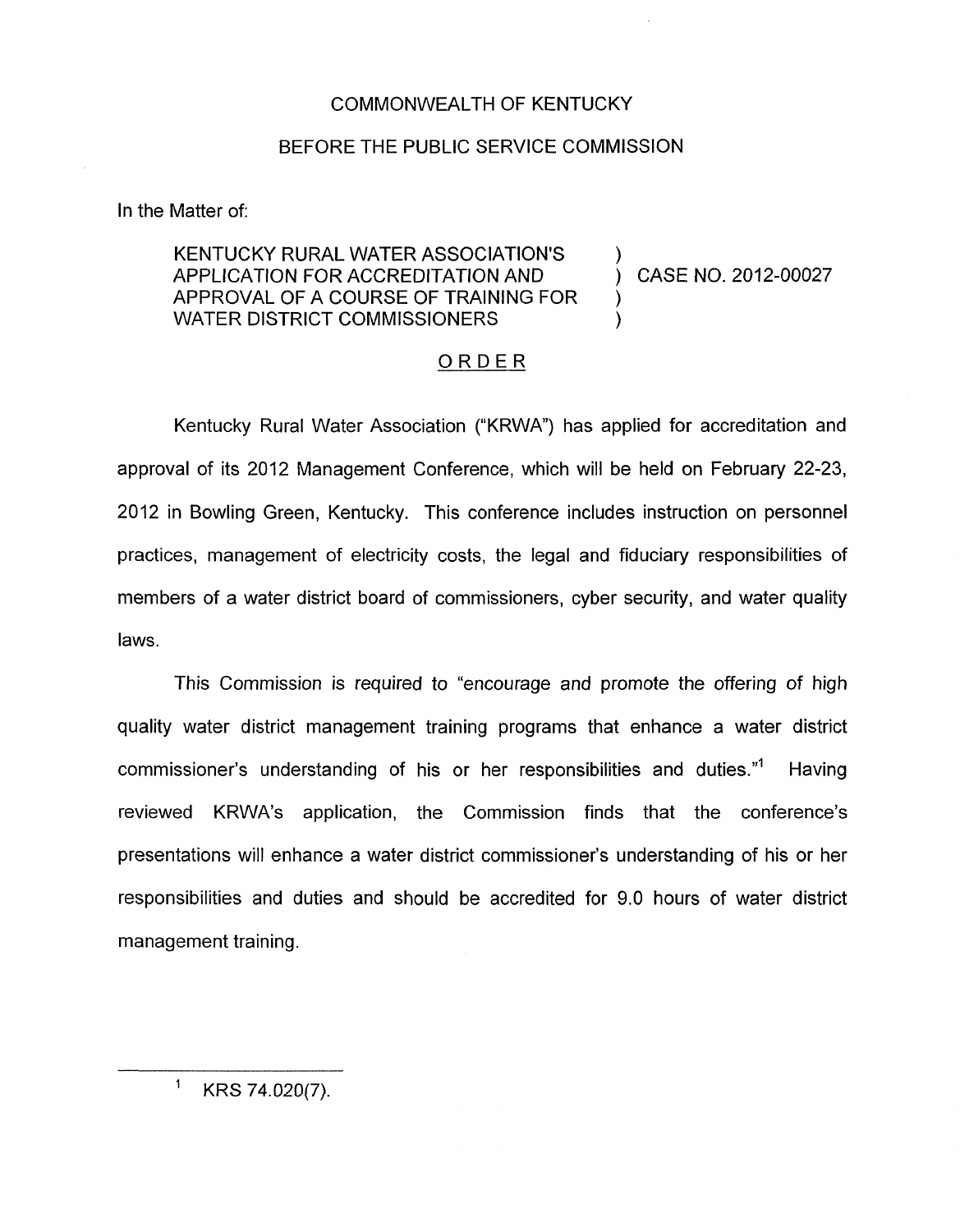COMMONWEALTH OF KENTUCKY

BEFORE THE PUBLIC SERVICE COMMISSION

In the Matter of:

| | | |
|---|---|---|
| KENTUCKY RURAL WATER ASSOCIATION'S APPLICATION FOR ACCREDITATION AND APPROVAL OF A COURSE OF TRAINING FOR WATER DISTRICT COMMISSIONERS | ) ) ) ) | CASE NO. 2012-00027 |

## ORDER

Kentucky Rural Water Association ("KRWA") has applied for accreditation and approval of its 2012 Management Conference, which will be held on February 22-23, 2012 in Bowling Green, Kentucky. This conference includes instruction on personnel practices, management of electricity costs, the legal and fiduciary responsibilities of members of a water district board of commissioners, cyber security, and water quality laws.

This Commission is required to "encourage and promote the offering of high quality water district management training programs that enhance a water district commissioner's understanding of his or her responsibilities and duties."[1] Having reviewed KRWA's application, the Commission finds that the conference's presentations will enhance a water district commissioner's understanding of his or her responsibilities and duties and should be accredited for 9.0 hours of water district management training.

[1] KRS 74.020(7).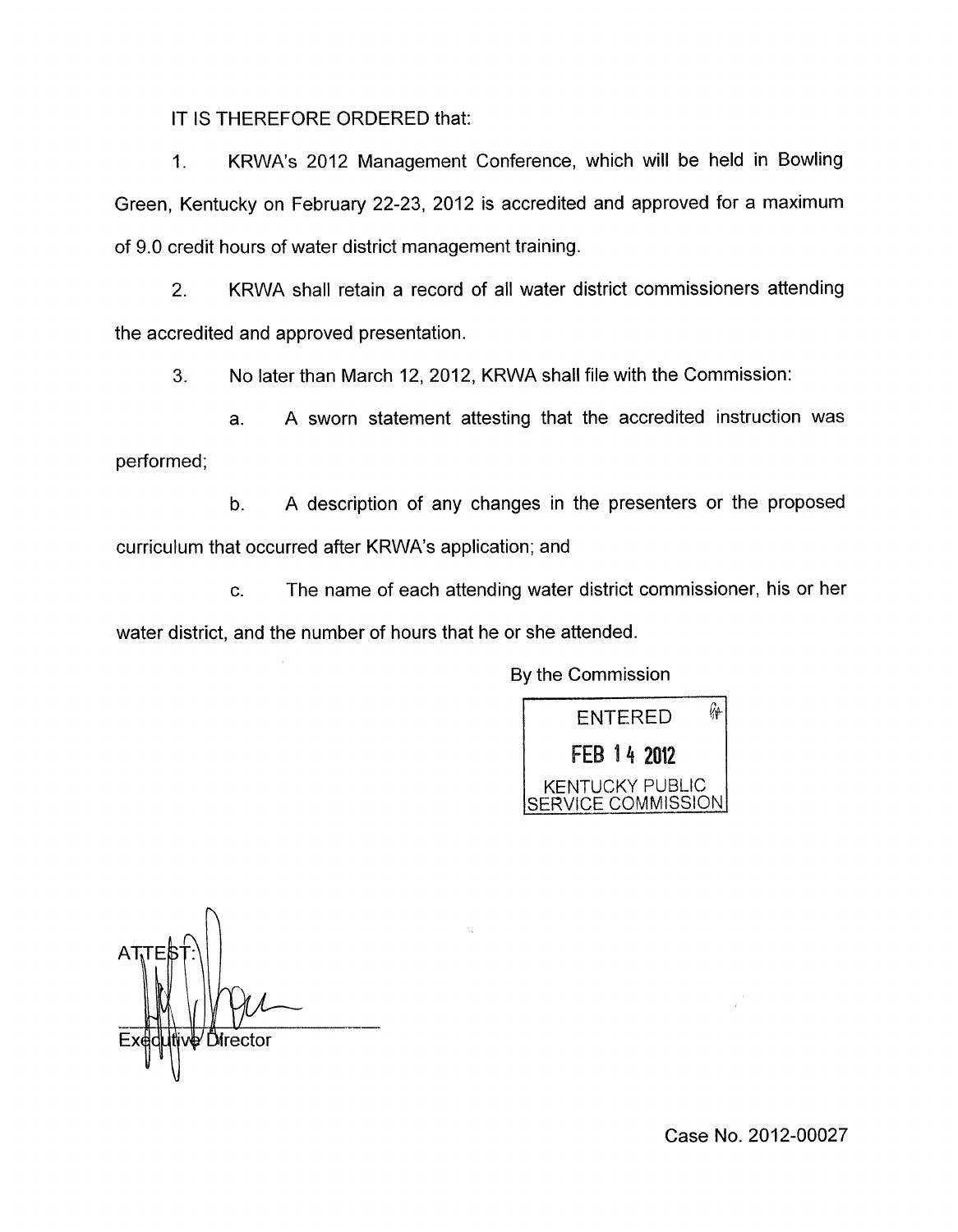IT IS THEREFORE ORDERED that:

1. KRWA's 2012 Management Conference, which will be held in Bowling Green, Kentucky on February 22-23, 2012 is accredited and approved for a maximum of 9.0 credit hours of water district management training.

2. KRWA shall retain a record of all water district commissioners attending the accredited and approved presentation.

3. No later than March 12, 2012, KRWA shall file with the Commission:

   a. A sworn statement attesting that the accredited instruction was performed;

   b. A description of any changes in the presenters or the proposed curriculum that occurred after KRWA's application; and

   c. The name of each attending water district commissioner, his or her water district, and the number of hours that he or she attended.

By the Commission

ENTERED
FEB 14 2012
KENTUCKY PUBLIC SERVICE COMMISSION

ATTEST:

Executive Director

Case No. 2012-00027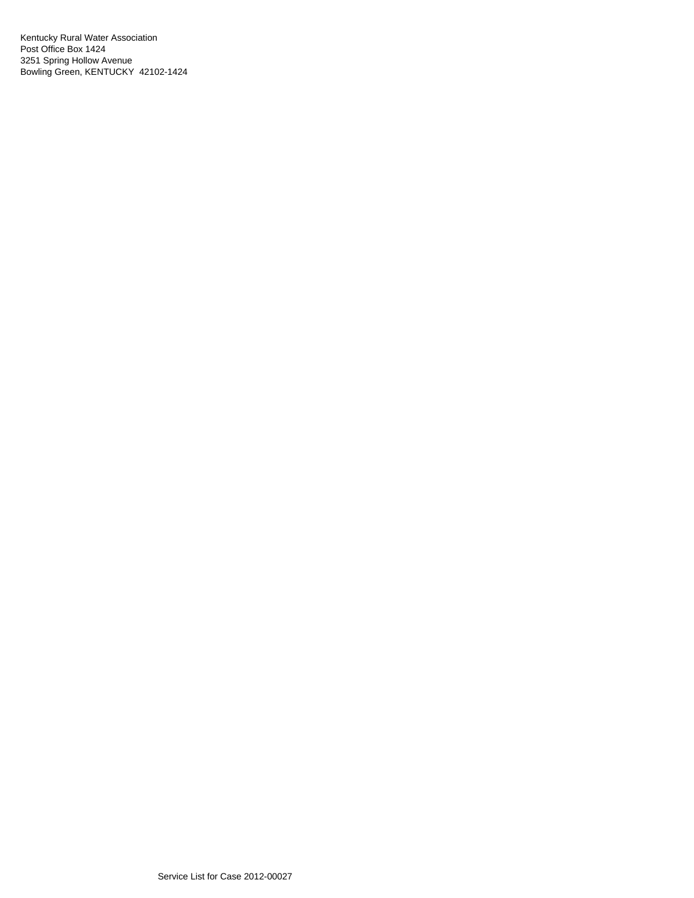Kentucky Rural Water Association
Post Office Box 1424
3251 Spring Hollow Avenue
Bowling Green, KENTUCKY  42102-1424